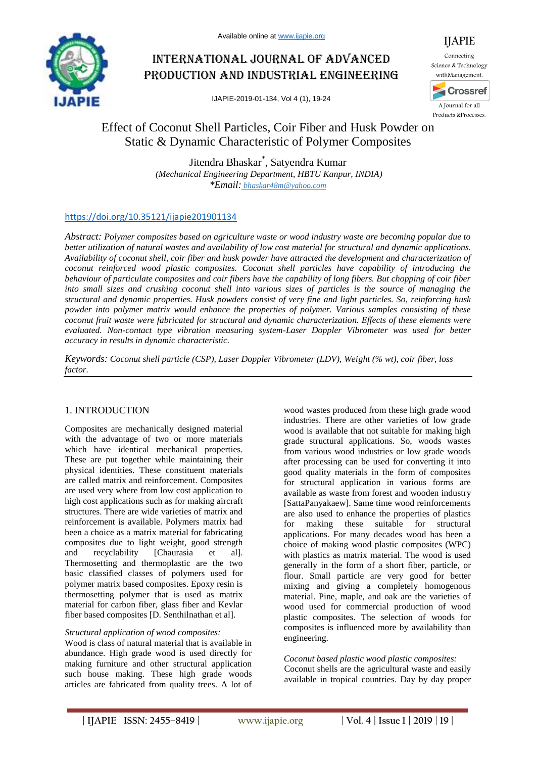Available online at www.ijapie.org

# International Journal of Advanced Production and Industrial Engineering

IJAPIE-2019-01-134, Vol 4 (1), 19-24

IJAPIE

Connecting Science & Technology with Management.

A Journal for all Products & Processes.

# Effect of Coconut Shell Particles, Coir Fiber and Husk Powder on Static & Dynamic Characteristic of Polymer Composites

Jitendra Bhaskar*, Satyendra Kumar

*(Mechanical Engineering Department, HBTU Kanpur, INDIA)*

*\*Email: bhaskar48m@yahoo.com*

https://doi.org/10.35121/ijapie201901134

*Abstract:* *Polymer composites based on agriculture waste or wood industry waste are becoming popular due to better utilization of natural wastes and availability of low cost material for structural and dynamic applications. Availability of coconut shell, coir fiber and husk powder have attracted the development and characterization of coconut reinforced wood plastic composites. Coconut shell particles have capability of introducing the behaviour of particulate composites and coir fibers have the capability of long fibers. But chopping of coir fiber into small sizes and crushing coconut shell into various sizes of particles is the source of managing the structural and dynamic properties. Husk powders consist of very fine and light particles. So, reinforcing husk powder into polymer matrix would enhance the properties of polymer. Various samples consisting of these coconut fruit waste were fabricated for structural and dynamic characterization. Effects of these elements were evaluated. Non-contact type vibration measuring system-Laser Doppler Vibrometer was used for better accuracy in results in dynamic characteristic.*

*Keywords:* *Coconut shell particle (CSP), Laser Doppler Vibrometer (LDV), Weight (% wt), coir fiber, loss factor.*

## 1. INTRODUCTION

Composites are mechanically designed material with the advantage of two or more materials which have identical mechanical properties. These are put together while maintaining their physical identities. These constituent materials are called matrix and reinforcement. Composites are used very where from low cost application to high cost applications such as for making aircraft structures. There are wide varieties of matrix and reinforcement is available. Polymers matrix had been a choice as a matrix material for fabricating composites due to light weight, good strength and recyclability [Chaurasia et al]. Thermosetting and thermoplastic are the two basic classified classes of polymers used for polymer matrix based composites. Epoxy resin is thermosetting polymer that is used as matrix material for carbon fiber, glass fiber and Kevlar fiber based composites [D. Senthilnathan et al].

*Structural application of wood composites:*

Wood is class of natural material that is available in abundance. High grade wood is used directly for making furniture and other structural application such house making. These high grade woods articles are fabricated from quality trees. A lot of wood wastes produced from these high grade wood industries. There are other varieties of low grade wood is available that not suitable for making high grade structural applications. So, woods wastes from various wood industries or low grade woods after processing can be used for converting it into good quality materials in the form of composites for structural application in various forms are available as waste from forest and wooden industry [SattaPanyakaew]. Same time wood reinforcements are also used to enhance the properties of plastics for making these suitable for structural applications. For many decades wood has been a choice of making wood plastic composites (WPC) with plastics as matrix material. The wood is used generally in the form of a short fiber, particle, or flour. Small particle are very good for better mixing and giving a completely homogenous material. Pine, maple, and oak are the varieties of wood used for commercial production of wood plastic composites. The selection of woods for composites is influenced more by availability than engineering.

*Coconut based plastic wood plastic composites:*

Coconut shells are the agricultural waste and easily available in tropical countries. Day by day proper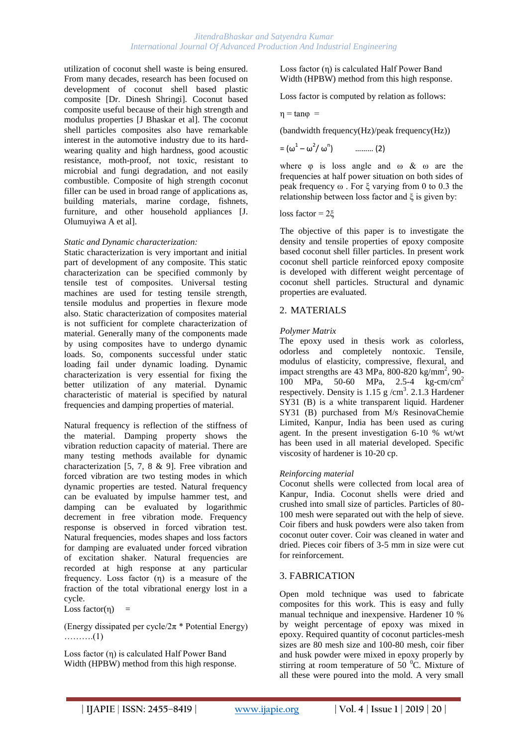utilization of coconut shell waste is being ensured. From many decades, research has been focused on development of coconut shell based plastic composite [Dr. Dinesh Shringi]. Coconut shell based composite useful because of their high strength and modulus properties [J Bhaskar et al]. The coconut shell particles composites also have remarkable interest in the automotive industry due to its hard-wearing quality and high hardness, good acoustic resistance, moth-proof, not toxic, resistant to microbial and fungi degradation, and not easily combustible. Composite of high strength coconut filler can be used in broad range of applications as, building materials, marine cordage, fishnets, furniture, and other household appliances [J. Olumuyiwa A et al].

*Static and Dynamic characterization:*
Static characterization is very important and initial part of development of any composite. This static characterization can be specified commonly by tensile test of composites. Universal testing machines are used for testing tensile strength, tensile modulus and properties in flexure mode also. Static characterization of composites material is not sufficient for complete characterization of material. Generally many of the components made by using composites have to undergo dynamic loads. So, components successful under static loading fail under dynamic loading. Dynamic characterization is very essential for fixing the better utilization of any material. Dynamic characteristic of material is specified by natural frequencies and damping properties of material.

Natural frequency is reflection of the stiffness of the material. Damping property shows the vibration reduction capacity of material. There are many testing methods available for dynamic characterization [5, 7, 8 & 9]. Free vibration and forced vibration are two testing modes in which dynamic properties are tested. Natural frequency can be evaluated by impulse hammer test, and damping can be evaluated by logarithmic decrement in free vibration mode. Frequency response is observed in forced vibration test. Natural frequencies, modes shapes and loss factors for damping are evaluated under forced vibration of excitation shaker. Natural frequencies are recorded at high response at any particular frequency. Loss factor ($\eta$) is a measure of the fraction of the total vibrational energy lost in a cycle.

Loss factor($\eta$) =

(Energy dissipated per cycle/$2\pi$ * Potential Energy) ……….(1)

Loss factor ($\eta$) is calculated Half Power Band Width (HPBW) method from this high response.

Loss factor ($\eta$) is calculated Half Power Band Width (HPBW) method from this high response.

Loss factor is computed by relation as follows:

$\eta = \tan\varphi$ =

(bandwidth frequency(Hz)/peak frequency(Hz))

$= (\omega^1 - \omega^2 / \omega^n)$ ……… (2)

where $\varphi$ is loss angle and $\omega$ & $\omega$ are the frequencies at half power situation on both sides of peak frequency $\omega$ . For $\xi$ varying from 0 to 0.3 the relationship between loss factor and $\xi$ is given by:

loss factor = $2\xi$

The objective of this paper is to investigate the density and tensile properties of epoxy composite based coconut shell filler particles. In present work coconut shell particle reinforced epoxy composite is developed with different weight percentage of coconut shell particles. Structural and dynamic properties are evaluated.

## 2. MATERIALS

*Polymer Matrix*
The epoxy used in thesis work as colorless, odorless and completely nontoxic. Tensile, modulus of elasticity, compressive, flexural, and impact strengths are 43 MPa, 800-820 kg/mm$^2$, 90-100 MPa, 50-60 MPa, 2.5-4 kg-cm/cm$^2$ respectively. Density is 1.15 g /cm$^3$. 2.1.3 Hardener SY31 (B) is a white transparent liquid. Hardener SY31 (B) purchased from M/s ResinovaChemie Limited, Kanpur, India has been used as curing agent. In the present investigation 6-10 % wt/wt has been used in all material developed. Specific viscosity of hardener is 10-20 cp.

*Reinforcing material*
Coconut shells were collected from local area of Kanpur, India. Coconut shells were dried and crushed into small size of particles. Particles of 80-100 mesh were separated out with the help of sieve. Coir fibers and husk powders were also taken from coconut outer cover. Coir was cleaned in water and dried. Pieces coir fibers of 3-5 mm in size were cut for reinforcement.

## 3. FABRICATION

Open mold technique was used to fabricate composites for this work. This is easy and fully manual technique and inexpensive. Hardener 10 % by weight percentage of epoxy was mixed in epoxy. Required quantity of coconut particles-mesh sizes are 80 mesh size and 100-80 mesh, coir fiber and husk powder were mixed in epoxy properly by stirring at room temperature of 50 $^0$C. Mixture of all these were poured into the mold. A very small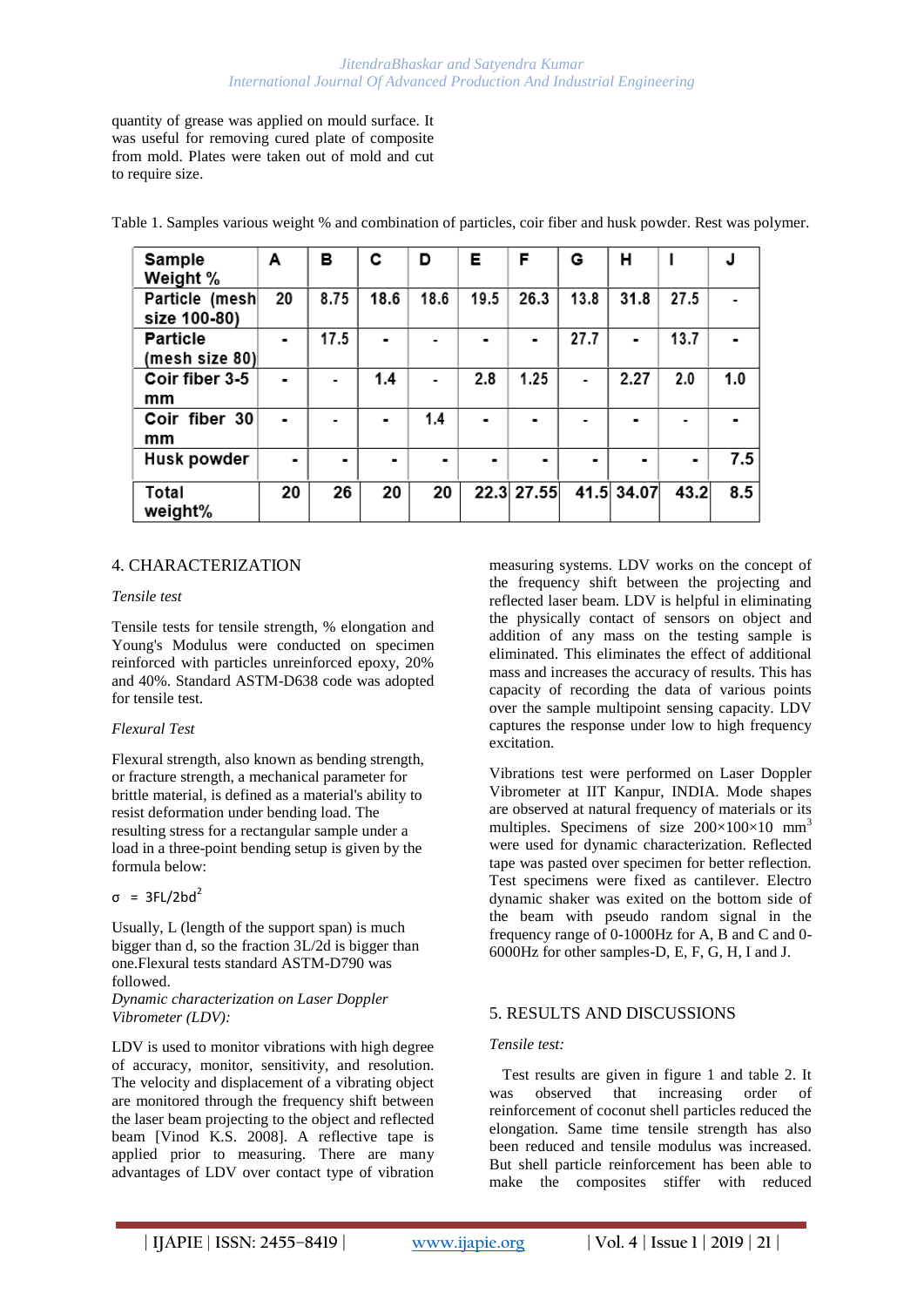quantity of grease was applied on mould surface. It was useful for removing cured plate of composite from mold. Plates were taken out of mold and cut to require size.

Table 1. Samples various weight % and combination of particles, coir fiber and husk powder. Rest was polymer.

| Sample Weight % | A | B | C | D | E | F | G | H | I | J |
|---|---|---|---|---|---|---|---|---|---|---|
| Particle (mesh size 100-80) | 20 | 8.75 | 18.6 | 18.6 | 19.5 | 26.3 | 13.8 | 31.8 | 27.5 | - |
| Particle (mesh size 80) | - | 17.5 | - | - | - | - | 27.7 | - | 13.7 | - |
| Coir fiber 3-5 mm | - | - | 1.4 | - | 2.8 | 1.25 | - | 2.27 | 2.0 | 1.0 |
| Coir fiber 30 mm | - | - | - | 1.4 | - | - | - | - | - | - |
| Husk powder | - | - | - | - | - | - | - | - | - | 7.5 |
| Total weight% | 20 | 26 | 20 | 20 | 22.3 | 27.55 | 41.5 | 34.07 | 43.2 | 8.5 |

## 4. CHARACTERIZATION

*Tensile test*

Tensile tests for tensile strength, % elongation and Young's Modulus were conducted on specimen reinforced with particles unreinforced epoxy, 20% and 40%. Standard ASTM-D638 code was adopted for tensile test.

*Flexural Test*

Flexural strength, also known as bending strength, or fracture strength, a mechanical parameter for brittle material, is defined as a material's ability to resist deformation under bending load. The resulting stress for a rectangular sample under a load in a three-point bending setup is given by the formula below:

$$\sigma = 3FL/2bd^2$$

Usually, L (length of the support span) is much bigger than d, so the fraction 3L/2d is bigger than one.Flexural tests standard ASTM-D790 was followed.

*Dynamic characterization on Laser Doppler Vibrometer (LDV):*

LDV is used to monitor vibrations with high degree of accuracy, monitor, sensitivity, and resolution. The velocity and displacement of a vibrating object are monitored through the frequency shift between the laser beam projecting to the object and reflected beam [Vinod K.S. 2008]. A reflective tape is applied prior to measuring. There are many advantages of LDV over contact type of vibration measuring systems. LDV works on the concept of the frequency shift between the projecting and reflected laser beam. LDV is helpful in eliminating the physically contact of sensors on object and addition of any mass on the testing sample is eliminated. This eliminates the effect of additional mass and increases the accuracy of results. This has capacity of recording the data of various points over the sample multipoint sensing capacity. LDV captures the response under low to high frequency excitation.

Vibrations test were performed on Laser Doppler Vibrometer at IIT Kanpur, INDIA. Mode shapes are observed at natural frequency of materials or its multiples. Specimens of size 200×100×10 $mm^3$ were used for dynamic characterization. Reflected tape was pasted over specimen for better reflection. Test specimens were fixed as cantilever. Electro dynamic shaker was exited on the bottom side of the beam with pseudo random signal in the frequency range of 0-1000Hz for A, B and C and 0-6000Hz for other samples-D, E, F, G, H, I and J.

## 5. RESULTS AND DISCUSSIONS

*Tensile test:*

Test results are given in figure 1 and table 2. It was observed that increasing order of reinforcement of coconut shell particles reduced the elongation. Same time tensile strength has also been reduced and tensile modulus was increased. But shell particle reinforcement has been able to make the composites stiffer with reduced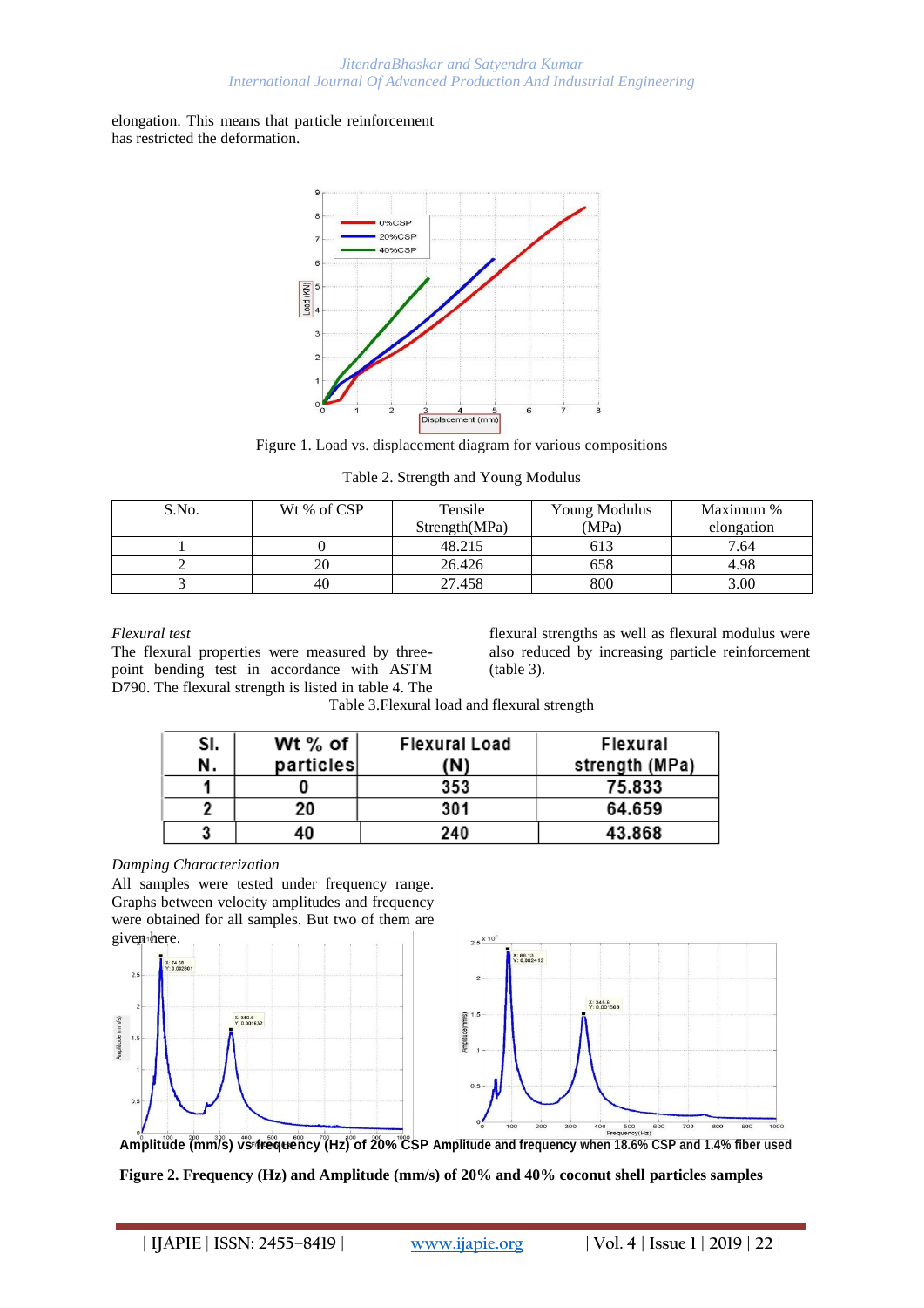elongation. This means that particle reinforcement has restricted the deformation.

Figure 1. Load vs. displacement diagram for various compositions

Table 2. Strength and Young Modulus

| S.No. | Wt % of CSP | Tensile Strength(MPa) | Young Modulus (MPa) | Maximum % elongation |
|---|---|---|---|---|
| 1 | 0 | 48.215 | 613 | 7.64 |
| 2 | 20 | 26.426 | 658 | 4.98 |
| 3 | 40 | 27.458 | 800 | 3.00 |

*Flexural test*

The flexural properties were measured by three-point bending test in accordance with ASTM D790. The flexural strength is listed in table 4. The flexural strengths as well as flexural modulus were also reduced by increasing particle reinforcement (table 3).

Table 3.Flexural load and flexural strength

| Sl. N. | Wt % of particles | Flexural Load (N) | Flexural strength (MPa) |
|---|---|---|---|
| 1 | 0 | 353 | 75.833 |
| 2 | 20 | 301 | 64.659 |
| 3 | 40 | 240 | 43.868 |

*Damping Characterization*

All samples were tested under frequency range. Graphs between velocity amplitudes and frequency were obtained for all samples. But two of them are given here.

**Amplitude (mm/s) vs frequency (Hz) of 20% CSP** **Amplitude and frequency when 18.6% CSP and 1.4% fiber used**

**Figure 2. Frequency (Hz) and Amplitude (mm/s) of 20% and 40% coconut shell particles samples**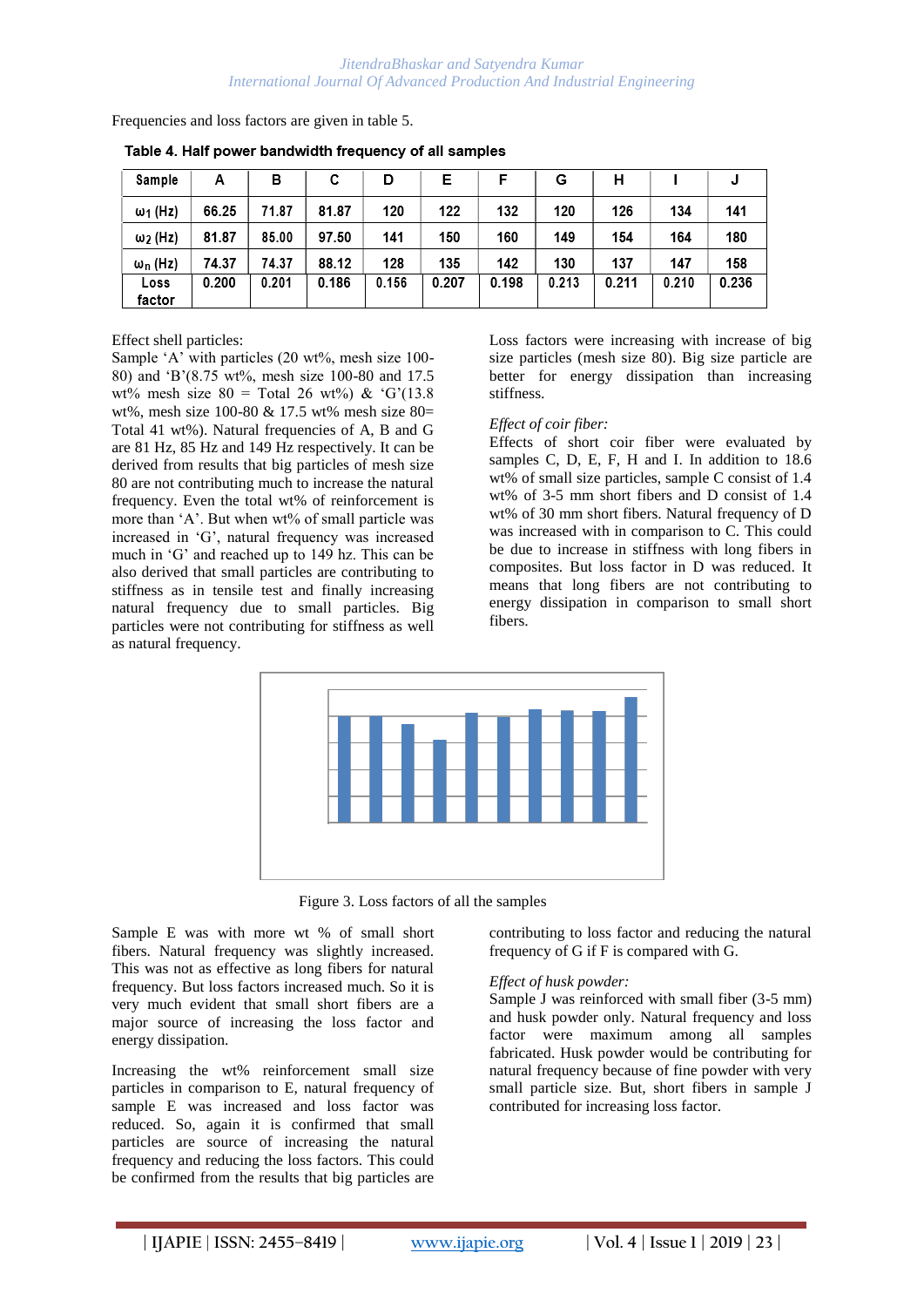Frequencies and loss factors are given in table 5.

Table 4. Half power bandwidth frequency of all samples

| Sample | A | B | C | D | E | F | G | H | I | J |
|---|---|---|---|---|---|---|---|---|---|---|
| $\omega_1$ (Hz) | 66.25 | 71.87 | 81.87 | 120 | 122 | 132 | 120 | 126 | 134 | 141 |
| $\omega_2$ (Hz) | 81.87 | 85.00 | 97.50 | 141 | 150 | 160 | 149 | 154 | 164 | 180 |
| $\omega_n$ (Hz) | 74.37 | 74.37 | 88.12 | 128 | 135 | 142 | 130 | 137 | 147 | 158 |
| Loss factor | 0.200 | 0.201 | 0.186 | 0.156 | 0.207 | 0.198 | 0.213 | 0.211 | 0.210 | 0.236 |

Effect shell particles:
Sample 'A' with particles (20 wt%, mesh size 100-80) and 'B'(8.75 wt%, mesh size 100-80 and 17.5 wt% mesh size 80 = Total 26 wt%) & 'G'(13.8 wt%, mesh size 100-80 & 17.5 wt% mesh size 80= Total 41 wt%). Natural frequencies of A, B and G are 81 Hz, 85 Hz and 149 Hz respectively. It can be derived from results that big particles of mesh size 80 are not contributing much to increase the natural frequency. Even the total wt% of reinforcement is more than 'A'. But when wt% of small particle was increased in 'G', natural frequency was increased much in 'G' and reached up to 149 hz. This can be also derived that small particles are contributing to stiffness as in tensile test and finally increasing natural frequency due to small particles. Big particles were not contributing for stiffness as well as natural frequency.

Loss factors were increasing with increase of big size particles (mesh size 80). Big size particle are better for energy dissipation than increasing stiffness.

*Effect of coir fiber:*
Effects of short coir fiber were evaluated by samples C, D, E, F, H and I. In addition to 18.6 wt% of small size particles, sample C consist of 1.4 wt% of 3-5 mm short fibers and D consist of 1.4 wt% of 30 mm short fibers. Natural frequency of D was increased with in comparison to C. This could be due to increase in stiffness with long fibers in composites. But loss factor in D was reduced. It means that long fibers are not contributing to energy dissipation in comparison to small short fibers.

Figure 3. Loss factors of all the samples

Sample E was with more wt % of small short fibers. Natural frequency was slightly increased. This was not as effective as long fibers for natural frequency. But loss factors increased much. So it is very much evident that small short fibers are a major source of increasing the loss factor and energy dissipation.

Increasing the wt% reinforcement small size particles in comparison to E, natural frequency of sample E was increased and loss factor was reduced. So, again it is confirmed that small particles are source of increasing the natural frequency and reducing the loss factors. This could be confirmed from the results that big particles are contributing to loss factor and reducing the natural frequency of G if F is compared with G.

*Effect of husk powder:*
Sample J was reinforced with small fiber (3-5 mm) and husk powder only. Natural frequency and loss factor were maximum among all samples fabricated. Husk powder would be contributing for natural frequency because of fine powder with very small particle size. But, short fibers in sample J contributed for increasing loss factor.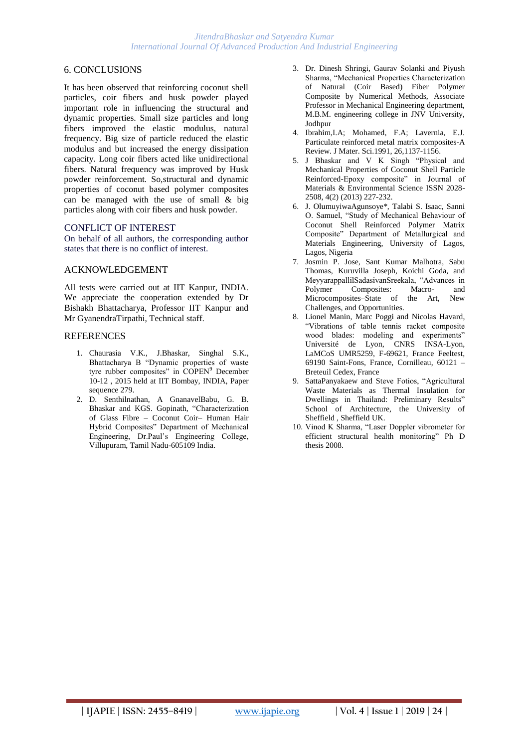## 6. CONCLUSIONS

It has been observed that reinforcing coconut shell particles, coir fibers and husk powder played important role in influencing the structural and dynamic properties. Small size particles and long fibers improved the elastic modulus, natural frequency. Big size of particle reduced the elastic modulus and but increased the energy dissipation capacity. Long coir fibers acted like unidirectional fibers. Natural frequency was improved by Husk powder reinforcement. So,structural and dynamic properties of coconut based polymer composites can be managed with the use of small & big particles along with coir fibers and husk powder.

## CONFLICT OF INTEREST

On behalf of all authors, the corresponding author states that there is no conflict of interest.

## ACKNOWLEDGEMENT

All tests were carried out at IIT Kanpur, INDIA. We appreciate the cooperation extended by Dr Bishakh Bhattacharya, Professor IIT Kanpur and Mr GyanendraTirpathi, Technical staff.

## REFERENCES

1. Chaurasia V.K., J.Bhaskar, Singhal S.K., Bhattacharya B "Dynamic properties of waste tyre rubber composites" in COPEN[9] December 10-12 , 2015 held at IIT Bombay, INDIA, Paper sequence 279.
2. D. Senthilnathan, A GnanavelBabu, G. B. Bhaskar and KGS. Gopinath, "Characterization of Glass Fibre – Coconut Coir– Human Hair Hybrid Composites" Department of Mechanical Engineering, Dr.Paul's Engineering College, Villupuram, Tamil Nadu-605109 India.
3. Dr. Dinesh Shringi, Gaurav Solanki and Piyush Sharma, "Mechanical Properties Characterization of Natural (Coir Based) Fiber Polymer Composite by Numerical Methods, Associate Professor in Mechanical Engineering department, M.B.M. engineering college in JNV University, Jodhpur
4. Ibrahim,I.A; Mohamed, F.A; Lavernia, E.J. Particulate reinforced metal matrix composites-A Review. J Mater. Sci.1991, 26,1137-1156.
5. J Bhaskar and V K Singh "Physical and Mechanical Properties of Coconut Shell Particle Reinforced-Epoxy composite" in Journal of Materials & Environmental Science ISSN 2028-2508, 4(2) (2013) 227-232.
6. J. OlumuyiwaAgunsoye*, Talabi S. Isaac, Sanni O. Samuel, "Study of Mechanical Behaviour of Coconut Shell Reinforced Polymer Matrix Composite" Department of Metallurgical and Materials Engineering, University of Lagos, Lagos, Nigeria
7. Josmin P. Jose, Sant Kumar Malhotra, Sabu Thomas, Kuruvilla Joseph, Koichi Goda, and MeyyarappallilSadasivanSreekala, "Advances in Polymer Composites: Macro- and Microcomposites–State of the Art, New Challenges, and Opportunities.
8. Lionel Manin, Marc Poggi and Nicolas Havard, "Vibrations of table tennis racket composite wood blades: modeling and experiments" Université de Lyon, CNRS INSA-Lyon, LaMCoS UMR5259, F-69621, France Feeltest, 69190 Saint-Fons, France, Cornilleau, 60121 – Breteuil Cedex, France
9. SattaPanyakaew and Steve Fotios, "Agricultural Waste Materials as Thermal Insulation for Dwellings in Thailand: Preliminary Results" School of Architecture, the University of Sheffield , Sheffield UK.
10. Vinod K Sharma, "Laser Doppler vibrometer for efficient structural health monitoring" Ph D thesis 2008.